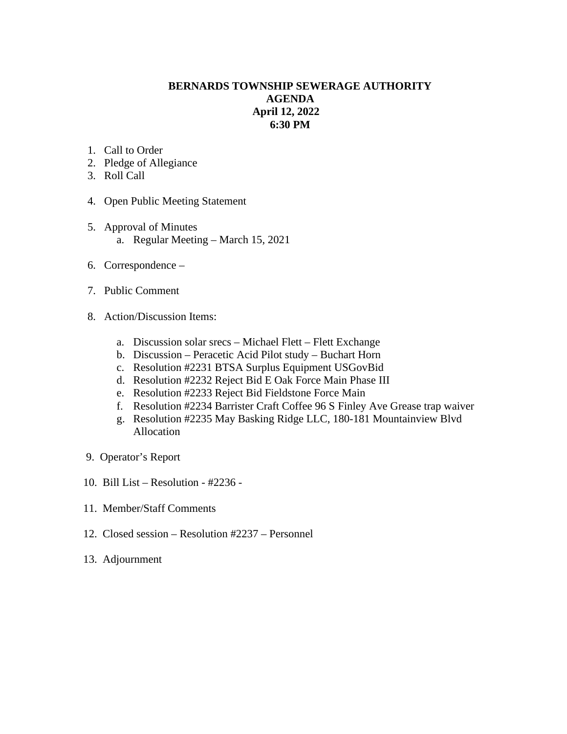**BERNARDS TOWNSHIP SEWERAGE AUTHORITY**
**AGENDA**
**April 12, 2022**
**6:30 PM**

1. Call to Order
2. Pledge of Allegiance
3. Roll Call
4. Open Public Meeting Statement
5. Approval of Minutes
   a. Regular Meeting – March 15, 2021
6. Correspondence –
7. Public Comment
8. Action/Discussion Items:
   a. Discussion solar srecs – Michael Flett – Flett Exchange
   b. Discussion – Peracetic Acid Pilot study – Buchart Horn
   c. Resolution #2231 BTSA Surplus Equipment USGovBid
   d. Resolution #2232 Reject Bid E Oak Force Main Phase III
   e. Resolution #2233 Reject Bid Fieldstone Force Main
   f. Resolution #2234 Barrister Craft Coffee 96 S Finley Ave Grease trap waiver
   g. Resolution #2235 May Basking Ridge LLC, 180-181 Mountainview Blvd Allocation
9. Operator's Report
10. Bill List – Resolution - #2236 -
11. Member/Staff Comments
12. Closed session – Resolution #2237 – Personnel
13. Adjournment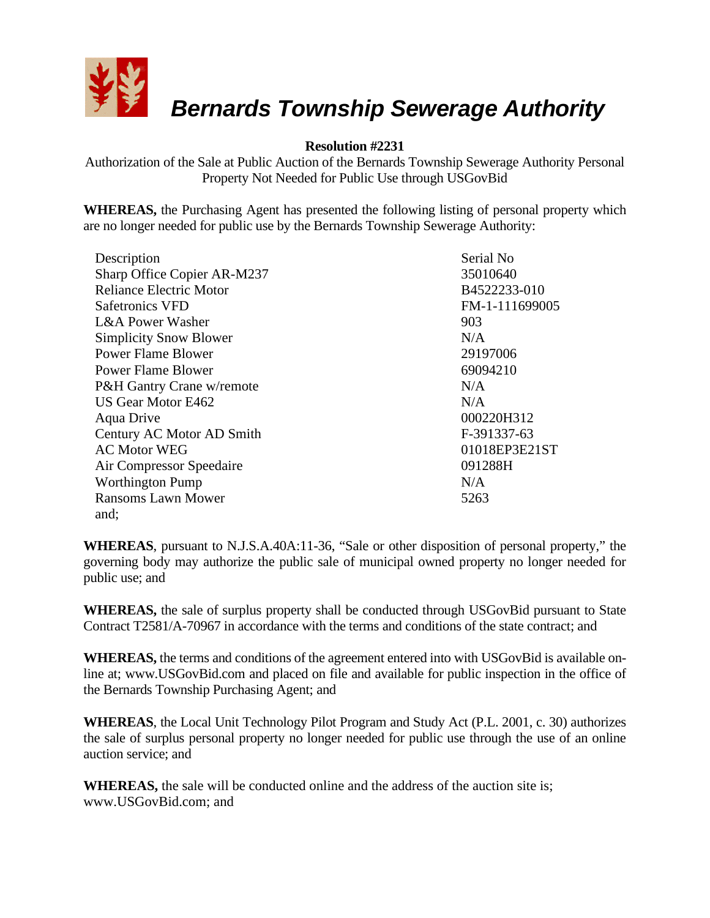# *Bernards Township Sewerage Authority*

**Resolution #2231**

Authorization of the Sale at Public Auction of the Bernards Township Sewerage Authority Personal Property Not Needed for Public Use through USGovBid

**WHEREAS,** the Purchasing Agent has presented the following listing of personal property which are no longer needed for public use by the Bernards Township Sewerage Authority:

| Description | Serial No |
|---|---|
| Sharp Office Copier AR-M237 | 35010640 |
| Reliance Electric Motor | B4522233-010 |
| Safetronics VFD | FM-1-111699005 |
| L&A Power Washer | 903 |
| Simplicity Snow Blower | N/A |
| Power Flame Blower | 29197006 |
| Power Flame Blower | 69094210 |
| P&H Gantry Crane w/remote | N/A |
| US Gear Motor E462 | N/A |
| Aqua Drive | 000220H312 |
| Century AC Motor AD Smith | F-391337-63 |
| AC Motor WEG | 01018EP3E21ST |
| Air Compressor Speedaire | 091288H |
| Worthington Pump | N/A |
| Ransoms Lawn Mower | 5263 |

and;

**WHEREAS**, pursuant to N.J.S.A.40A:11-36, "Sale or other disposition of personal property," the governing body may authorize the public sale of municipal owned property no longer needed for public use; and

**WHEREAS,** the sale of surplus property shall be conducted through USGovBid pursuant to State Contract T2581/A-70967 in accordance with the terms and conditions of the state contract; and

**WHEREAS,** the terms and conditions of the agreement entered into with USGovBid is available on-line at; www.USGovBid.com and placed on file and available for public inspection in the office of the Bernards Township Purchasing Agent; and

**WHEREAS**, the Local Unit Technology Pilot Program and Study Act (P.L. 2001, c. 30) authorizes the sale of surplus personal property no longer needed for public use through the use of an online auction service; and

**WHEREAS,** the sale will be conducted online and the address of the auction site is; www.USGovBid.com; and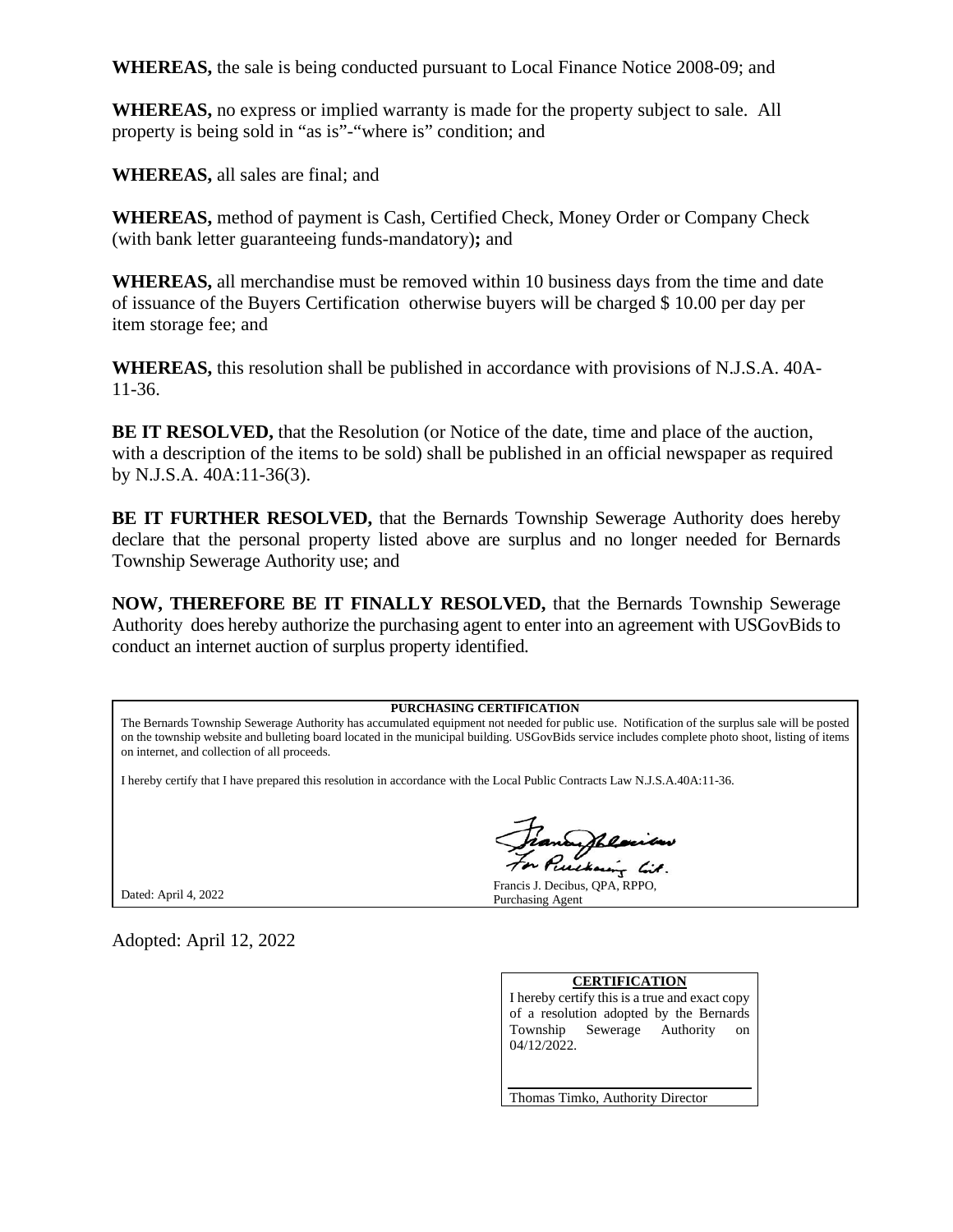**WHEREAS,** the sale is being conducted pursuant to Local Finance Notice 2008-09; and

**WHEREAS,** no express or implied warranty is made for the property subject to sale. All property is being sold in "as is"-"where is" condition; and

**WHEREAS,** all sales are final; and

**WHEREAS,** method of payment is Cash, Certified Check, Money Order or Company Check (with bank letter guaranteeing funds-mandatory)**;** and

**WHEREAS,** all merchandise must be removed within 10 business days from the time and date of issuance of the Buyers Certification otherwise buyers will be charged $ 10.00 per day per item storage fee; and

**WHEREAS,** this resolution shall be published in accordance with provisions of N.J.S.A. 40A-11-36.

**BE IT RESOLVED,** that the Resolution (or Notice of the date, time and place of the auction, with a description of the items to be sold) shall be published in an official newspaper as required by N.J.S.A. 40A:11-36(3).

**BE IT FURTHER RESOLVED,** that the Bernards Township Sewerage Authority does hereby declare that the personal property listed above are surplus and no longer needed for Bernards Township Sewerage Authority use; and

**NOW, THEREFORE BE IT FINALLY RESOLVED,** that the Bernards Township Sewerage Authority does hereby authorize the purchasing agent to enter into an agreement with USGovBids to conduct an internet auction of surplus property identified.

**PURCHASING CERTIFICATION**

The Bernards Township Sewerage Authority has accumulated equipment not needed for public use. Notification of the surplus sale will be posted on the township website and bulleting board located in the municipal building. USGovBids service includes complete photo shoot, listing of items on internet, and collection of all proceeds.

I hereby certify that I have prepared this resolution in accordance with the Local Public Contracts Law N.J.S.A.40A:11-36.

Dated: April 4, 2022

Francis J. Decibus, QPA, RPPO,
Purchasing Agent

Adopted: April 12, 2022

**CERTIFICATION**

I hereby certify this is a true and exact copy of a resolution adopted by the Bernards Township Sewerage Authority on 04/12/2022.

Thomas Timko, Authority Director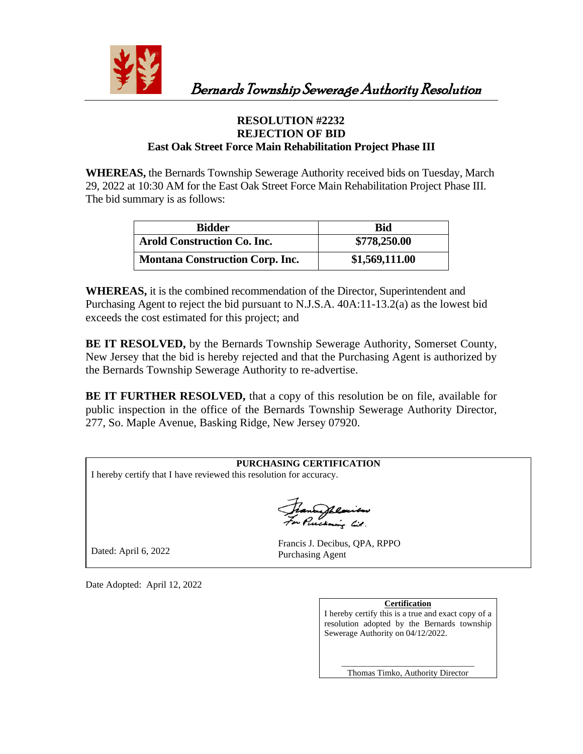*Bernards Township Sewerage Authority Resolution*

**RESOLUTION #2232**
**REJECTION OF BID**
**East Oak Street Force Main Rehabilitation Project Phase III**

**WHEREAS,** the Bernards Township Sewerage Authority received bids on Tuesday, March 29, 2022 at 10:30 AM for the East Oak Street Force Main Rehabilitation Project Phase III. The bid summary is as follows:

| Bidder | Bid |
|---|---|
| **Arold Construction Co. Inc.** | **$778,250.00** |
| **Montana Construction Corp. Inc.** | **$1,569,111.00** |

**WHEREAS,** it is the combined recommendation of the Director, Superintendent and Purchasing Agent to reject the bid pursuant to N.J.S.A. 40A:11-13.2(a) as the lowest bid exceeds the cost estimated for this project; and

**BE IT RESOLVED,** by the Bernards Township Sewerage Authority, Somerset County, New Jersey that the bid is hereby rejected and that the Purchasing Agent is authorized by the Bernards Township Sewerage Authority to re-advertise.

**BE IT FURTHER RESOLVED,** that a copy of this resolution be on file, available for public inspection in the office of the Bernards Township Sewerage Authority Director, 277, So. Maple Avenue, Basking Ridge, New Jersey 07920.

**PURCHASING CERTIFICATION**

I hereby certify that I have reviewed this resolution for accuracy.

For Purchasing Ast.

Dated: April 6, 2022

Francis J. Decibus, QPA, RPPO
Purchasing Agent

Date Adopted: April 12, 2022

**Certification**

I hereby certify this is a true and exact copy of a resolution adopted by the Bernards township Sewerage Authority on 04/12/2022.

\_\_\_\_\_\_\_\_\_\_\_\_\_\_\_\_\_\_\_\_\_\_\_\_\_\_\_\_\_\_

Thomas Timko, Authority Director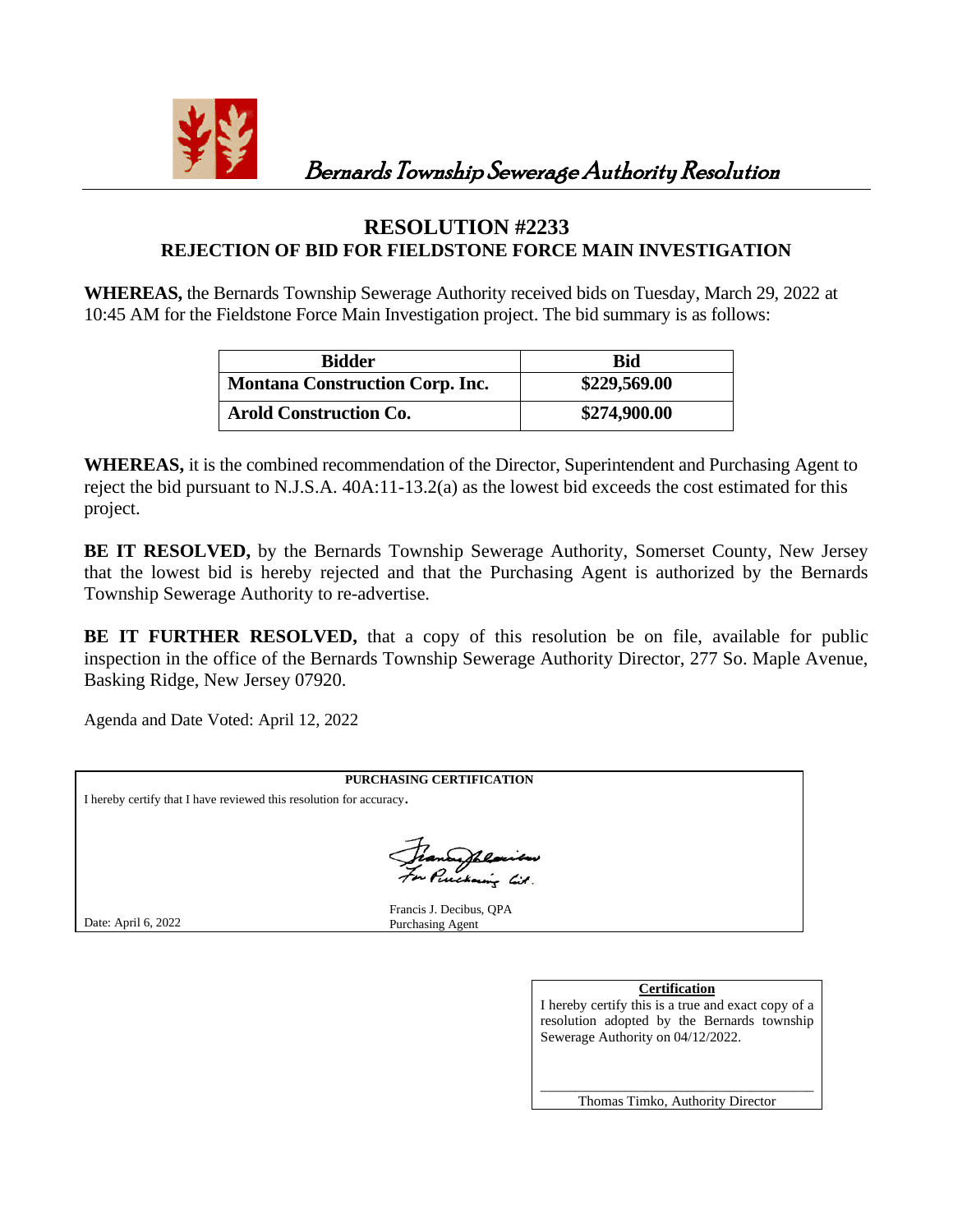*Bernards Township Sewerage Authority Resolution*

# RESOLUTION #2233
## REJECTION OF BID FOR FIELDSTONE FORCE MAIN INVESTIGATION

**WHEREAS,** the Bernards Township Sewerage Authority received bids on Tuesday, March 29, 2022 at 10:45 AM for the Fieldstone Force Main Investigation project. The bid summary is as follows:

| Bidder | Bid |
|---|---|
| **Montana Construction Corp. Inc.** | **$229,569.00** |
| **Arold Construction Co.** | **$274,900.00** |

**WHEREAS,** it is the combined recommendation of the Director, Superintendent and Purchasing Agent to reject the bid pursuant to N.J.S.A. 40A:11-13.2(a) as the lowest bid exceeds the cost estimated for this project.

**BE IT RESOLVED,** by the Bernards Township Sewerage Authority, Somerset County, New Jersey that the lowest bid is hereby rejected and that the Purchasing Agent is authorized by the Bernards Township Sewerage Authority to re-advertise.

**BE IT FURTHER RESOLVED,** that a copy of this resolution be on file, available for public inspection in the office of the Bernards Township Sewerage Authority Director, 277 So. Maple Avenue, Basking Ridge, New Jersey 07920.

Agenda and Date Voted: April 12, 2022

**PURCHASING CERTIFICATION**

I hereby certify that I have reviewed this resolution for accuracy.

Francis J. Decibus, QPA
Purchasing Agent

Date: April 6, 2022

**Certification**

I hereby certify this is a true and exact copy of a resolution adopted by the Bernards township Sewerage Authority on 04/12/2022.

Thomas Timko, Authority Director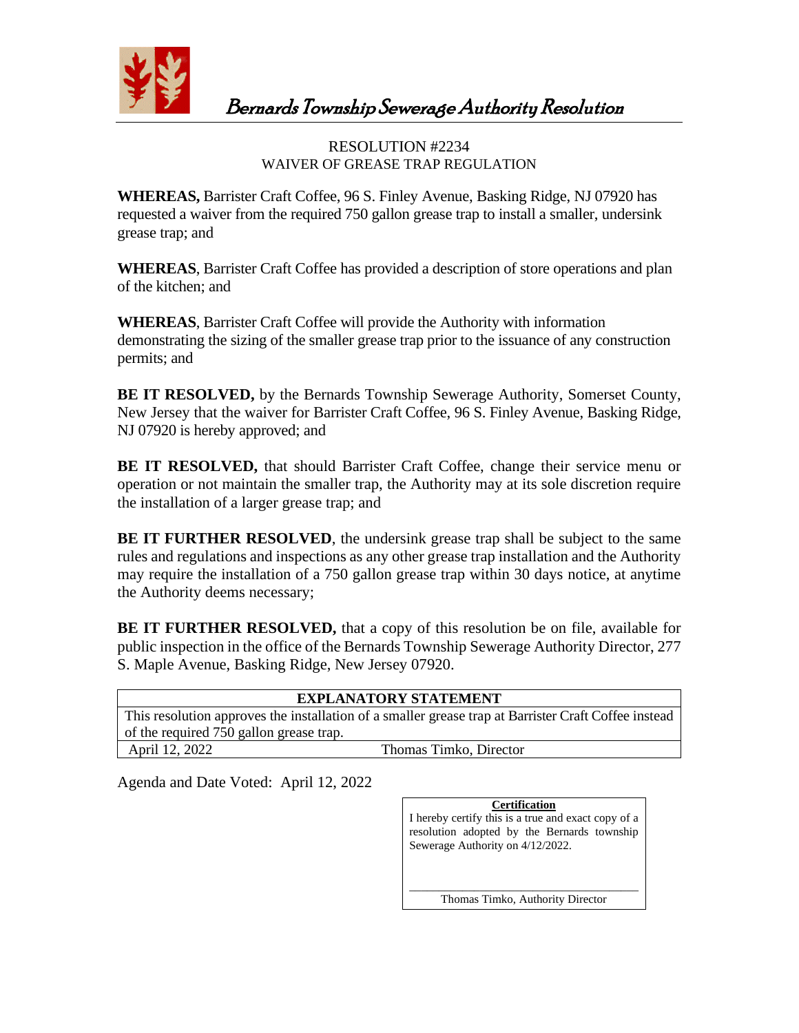# Bernards Township Sewerage Authority Resolution

RESOLUTION #2234
WAIVER OF GREASE TRAP REGULATION

**WHEREAS,** Barrister Craft Coffee, 96 S. Finley Avenue, Basking Ridge, NJ 07920 has requested a waiver from the required 750 gallon grease trap to install a smaller, undersink grease trap; and

**WHEREAS**, Barrister Craft Coffee has provided a description of store operations and plan of the kitchen; and

**WHEREAS**, Barrister Craft Coffee will provide the Authority with information demonstrating the sizing of the smaller grease trap prior to the issuance of any construction permits; and

**BE IT RESOLVED,** by the Bernards Township Sewerage Authority, Somerset County, New Jersey that the waiver for Barrister Craft Coffee, 96 S. Finley Avenue, Basking Ridge, NJ 07920 is hereby approved; and

**BE IT RESOLVED,** that should Barrister Craft Coffee, change their service menu or operation or not maintain the smaller trap, the Authority may at its sole discretion require the installation of a larger grease trap; and

**BE IT FURTHER RESOLVED**, the undersink grease trap shall be subject to the same rules and regulations and inspections as any other grease trap installation and the Authority may require the installation of a 750 gallon grease trap within 30 days notice, at anytime the Authority deems necessary;

**BE IT FURTHER RESOLVED,** that a copy of this resolution be on file, available for public inspection in the office of the Bernards Township Sewerage Authority Director, 277 S. Maple Avenue, Basking Ridge, New Jersey 07920.

| **EXPLANATORY STATEMENT** | |
|---|---|
| This resolution approves the installation of a smaller grease trap at Barrister Craft Coffee instead of the required 750 gallon grease trap. | |
| April 12, 2022 | Thomas Timko, Director |

Agenda and Date Voted: April 12, 2022

**Certification**

I hereby certify this is a true and exact copy of a resolution adopted by the Bernards township Sewerage Authority on 4/12/2022.

\_\_\_\_\_\_\_\_\_\_\_\_\_\_\_\_\_\_\_\_\_\_\_\_\_\_\_\_\_\_\_\_

Thomas Timko, Authority Director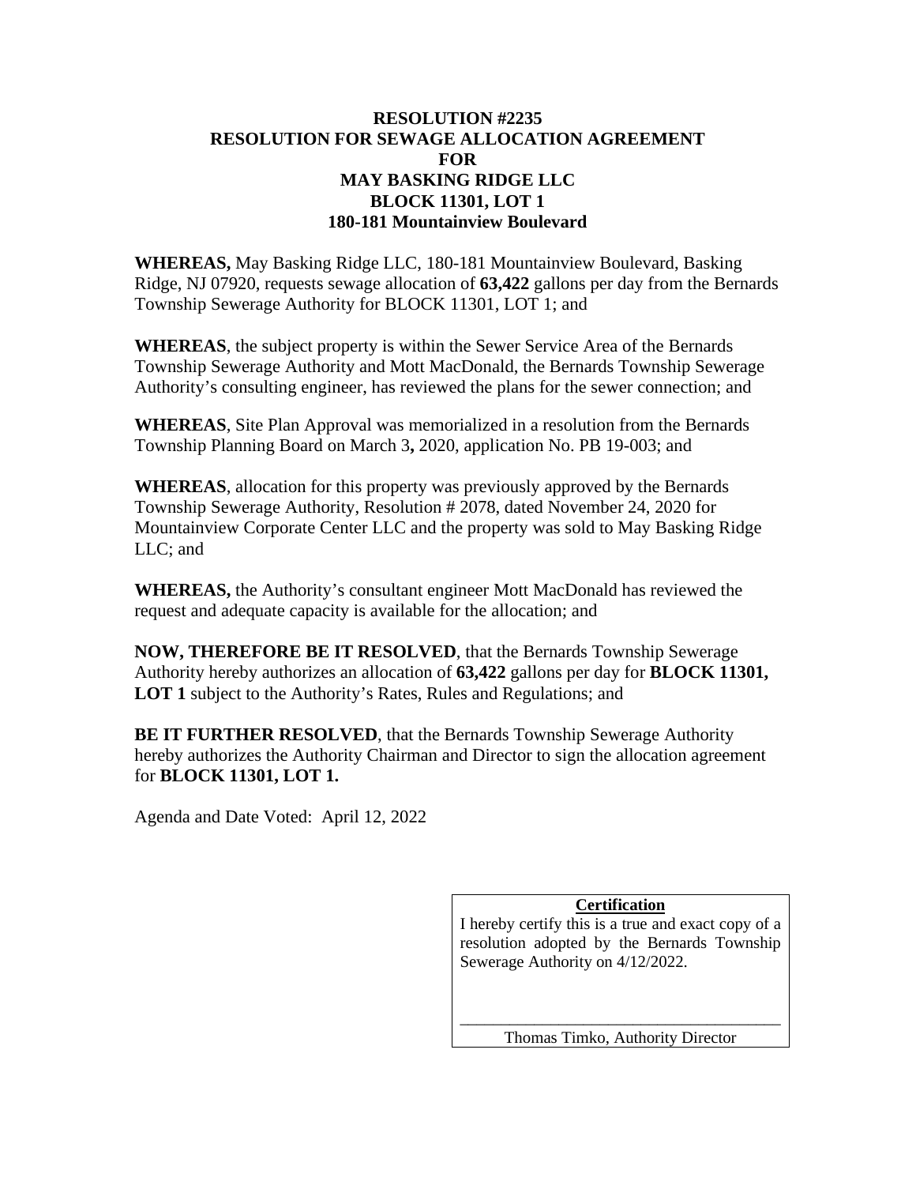# RESOLUTION #2235
# RESOLUTION FOR SEWAGE ALLOCATION AGREEMENT
# FOR
# MAY BASKING RIDGE LLC
# BLOCK 11301, LOT 1
# 180-181 Mountainview Boulevard

**WHEREAS,** May Basking Ridge LLC, 180-181 Mountainview Boulevard, Basking Ridge, NJ 07920, requests sewage allocation of **63,422** gallons per day from the Bernards Township Sewerage Authority for BLOCK 11301, LOT 1; and

**WHEREAS**, the subject property is within the Sewer Service Area of the Bernards Township Sewerage Authority and Mott MacDonald, the Bernards Township Sewerage Authority's consulting engineer, has reviewed the plans for the sewer connection; and

**WHEREAS**, Site Plan Approval was memorialized in a resolution from the Bernards Township Planning Board on March 3**,** 2020, application No. PB 19-003; and

**WHEREAS**, allocation for this property was previously approved by the Bernards Township Sewerage Authority, Resolution # 2078, dated November 24, 2020 for Mountainview Corporate Center LLC and the property was sold to May Basking Ridge LLC; and

**WHEREAS,** the Authority's consultant engineer Mott MacDonald has reviewed the request and adequate capacity is available for the allocation; and

**NOW, THEREFORE BE IT RESOLVED**, that the Bernards Township Sewerage Authority hereby authorizes an allocation of **63,422** gallons per day for **BLOCK 11301, LOT 1** subject to the Authority's Rates, Rules and Regulations; and

**BE IT FURTHER RESOLVED**, that the Bernards Township Sewerage Authority hereby authorizes the Authority Chairman and Director to sign the allocation agreement for **BLOCK 11301, LOT 1.**

Agenda and Date Voted: April 12, 2022

**Certification**

I hereby certify this is a true and exact copy of a resolution adopted by the Bernards Township Sewerage Authority on 4/12/2022.

\_\_\_\_\_\_\_\_\_\_\_\_\_\_\_\_\_\_\_\_\_\_\_\_\_\_\_\_\_\_\_\_\_\_\_\_\_\_\_\_

Thomas Timko, Authority Director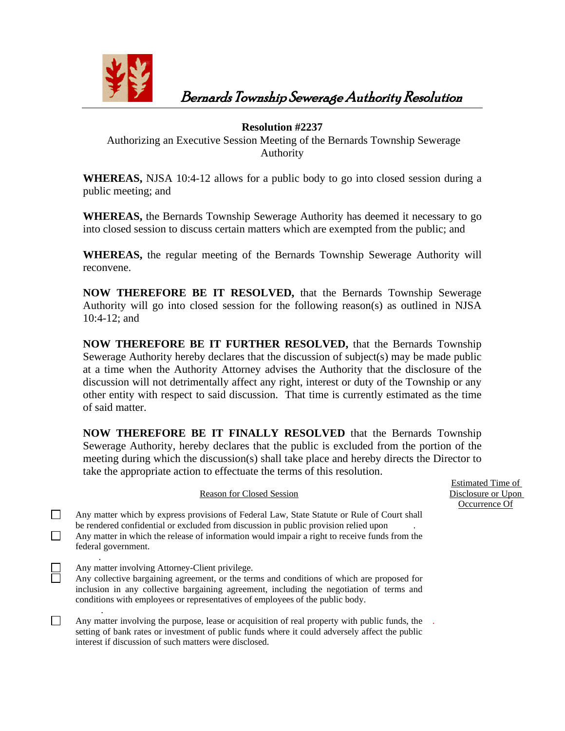# Bernards Township Sewerage Authority Resolution

**Resolution #2237**

Authorizing an Executive Session Meeting of the Bernards Township Sewerage Authority

**WHEREAS,** NJSA 10:4-12 allows for a public body to go into closed session during a public meeting; and

**WHEREAS,** the Bernards Township Sewerage Authority has deemed it necessary to go into closed session to discuss certain matters which are exempted from the public; and

**WHEREAS,** the regular meeting of the Bernards Township Sewerage Authority will reconvene.

**NOW THEREFORE BE IT RESOLVED,** that the Bernards Township Sewerage Authority will go into closed session for the following reason(s) as outlined in NJSA 10:4-12; and

**NOW THEREFORE BE IT FURTHER RESOLVED,** that the Bernards Township Sewerage Authority hereby declares that the discussion of subject(s) may be made public at a time when the Authority Attorney advises the Authority that the disclosure of the discussion will not detrimentally affect any right, interest or duty of the Township or any other entity with respect to said discussion. That time is currently estimated as the time of said matter.

**NOW THEREFORE BE IT FINALLY RESOLVED** that the Bernards Township Sewerage Authority, hereby declares that the public is excluded from the portion of the meeting during which the discussion(s) shall take place and hereby directs the Director to take the appropriate action to effectuate the terms of this resolution.

| | Reason for Closed Session | Estimated Time of Disclosure or Upon Occurrence Of |
|---|---|---|
| ☐ | Any matter which by express provisions of Federal Law, State Statute or Rule of Court shall be rendered confidential or excluded from discussion in public provision relied upon . | |
| ☐ | Any matter in which the release of information would impair a right to receive funds from the federal government. | |
| ☐ | Any matter involving Attorney-Client privilege. | |
| ☐ | Any collective bargaining agreement, or the terms and conditions of which are proposed for inclusion in any collective bargaining agreement, including the negotiation of terms and conditions with employees or representatives of employees of the public body. | |
| ☐ | Any matter involving the purpose, lease or acquisition of real property with public funds, the setting of bank rates or investment of public funds where it could adversely affect the public interest if discussion of such matters were disclosed. | |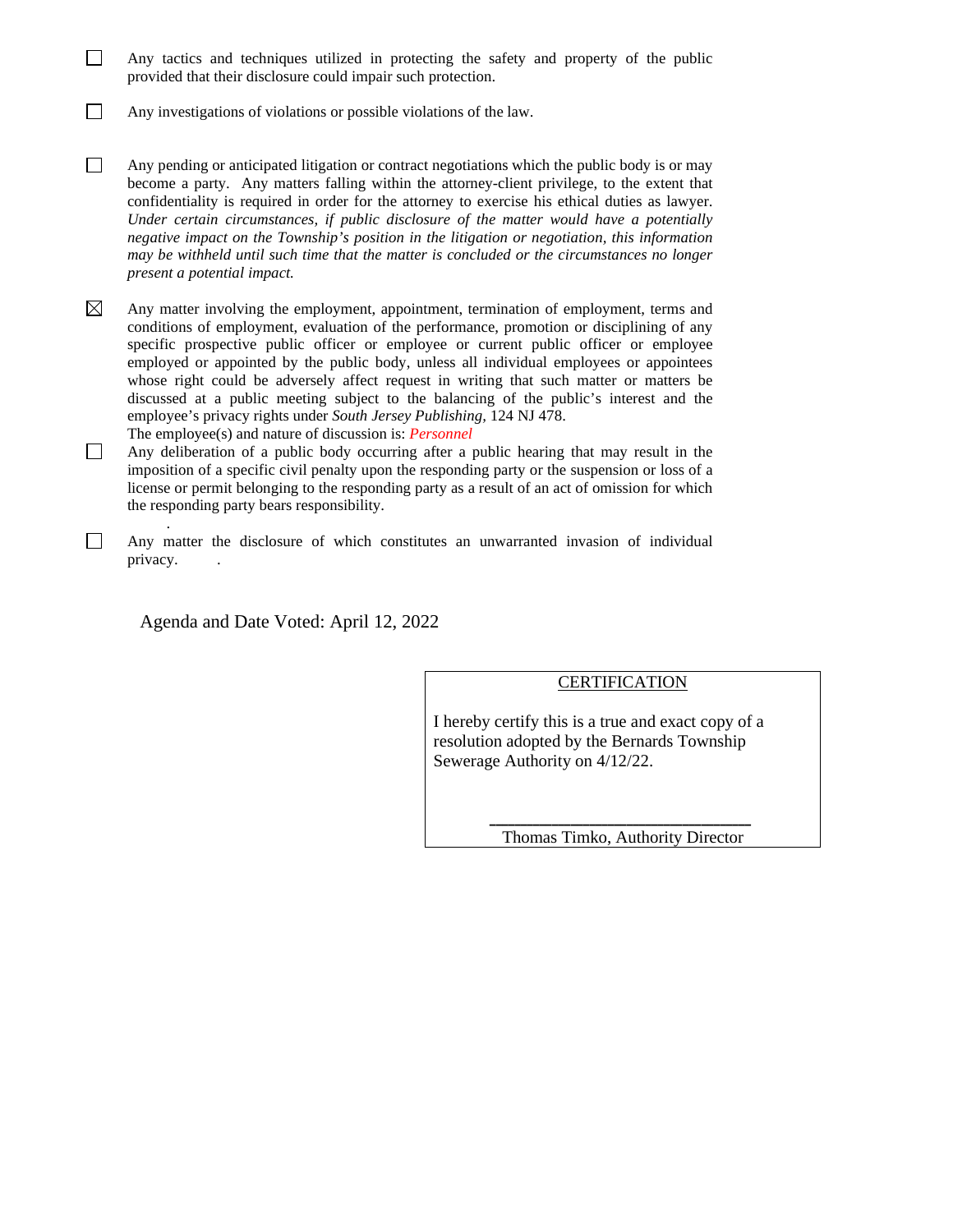- [ ] Any tactics and techniques utilized in protecting the safety and property of the public provided that their disclosure could impair such protection.

- [ ] Any investigations of violations or possible violations of the law.

- [ ] Any pending or anticipated litigation or contract negotiations which the public body is or may become a party. Any matters falling within the attorney-client privilege, to the extent that confidentiality is required in order for the attorney to exercise his ethical duties as lawyer. *Under certain circumstances, if public disclosure of the matter would have a potentially negative impact on the Township's position in the litigation or negotiation, this information may be withheld until such time that the matter is concluded or the circumstances no longer present a potential impact.*

- [x] Any matter involving the employment, appointment, termination of employment, terms and conditions of employment, evaluation of the performance, promotion or disciplining of any specific prospective public officer or employee or current public officer or employee employed or appointed by the public body, unless all individual employees or appointees whose right could be adversely affect request in writing that such matter or matters be discussed at a public meeting subject to the balancing of the public's interest and the employee's privacy rights under *South Jersey Publishing,* 124 NJ 478.
  The employee(s) and nature of discussion is: *Personnel*

- [ ] Any deliberation of a public body occurring after a public hearing that may result in the imposition of a specific civil penalty upon the responding party or the suspension or loss of a license or permit belonging to the responding party as a result of an act of omission for which the responding party bears responsibility.

- [ ] Any matter the disclosure of which constitutes an unwarranted invasion of individual privacy.

Agenda and Date Voted: April 12, 2022

CERTIFICATION

I hereby certify this is a true and exact copy of a resolution adopted by the Bernards Township Sewerage Authority on 4/12/22.

______________________________
Thomas Timko, Authority Director